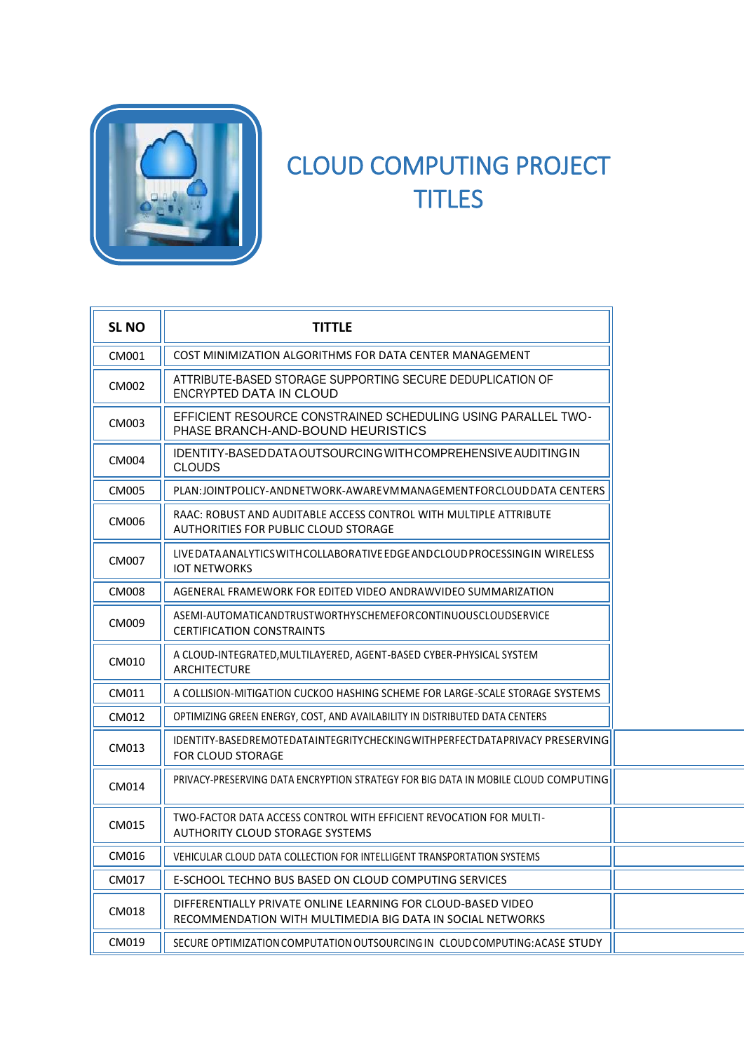# CLOUD COMPUTING PROJECT TITLES

| SL NO | TITTLE |
|---|---|
| CM001 | COST MINIMIZATION ALGORITHMS FOR DATA CENTER MANAGEMENT |
| CM002 | ATTRIBUTE-BASED STORAGE SUPPORTING SECURE DEDUPLICATION OF ENCRYPTED DATA IN CLOUD |
| CM003 | EFFICIENT RESOURCE CONSTRAINED SCHEDULING USING PARALLEL TWO-PHASE BRANCH-AND-BOUND HEURISTICS |
| CM004 | IDENTITY-BASED DATA OUTSOURCING WITH COMPREHENSIVE AUDITING IN CLOUDS |
| CM005 | PLAN: JOINT POLICY-AND NETWORK-AWARE VM MANAGEMENT FOR CLOUD DATA CENTERS |
| CM006 | RAAC: ROBUST AND AUDITABLE ACCESS CONTROL WITH MULTIPLE ATTRIBUTE AUTHORITIES FOR PUBLIC CLOUD STORAGE |
| CM007 | LIVE DATA ANALYTICS WITH COLLABORATIVE EDGE AND CLOUD PROCESSING IN WIRELESS IOT NETWORKS |
| CM008 | AGENERAL FRAMEWORK FOR EDITED VIDEO ANDRAWVIDEO SUMMARIZATION |
| CM009 | ASEMI-AUTOMATICANDTRUSTWORTHYSCHEMEFORCONTINUOUSCLOUDSERVICE CERTIFICATION CONSTRAINTS |
| CM010 | A CLOUD-INTEGRATED, MULTILAYERED, AGENT-BASED CYBER-PHYSICAL SYSTEM ARCHITECTURE |
| CM011 | A COLLISION-MITIGATION CUCKOO HASHING SCHEME FOR LARGE-SCALE STORAGE SYSTEMS |
| CM012 | OPTIMIZING GREEN ENERGY, COST, AND AVAILABILITY IN DISTRIBUTED DATA CENTERS |
| CM013 | IDENTITY-BASED REMOTE DATA INTEGRITY CHECKING WITH PERFECT DATA PRIVACY PRESERVING FOR CLOUD STORAGE |
| CM014 | PRIVACY-PRESERVING DATA ENCRYPTION STRATEGY FOR BIG DATA IN MOBILE CLOUD COMPUTING |
| CM015 | TWO-FACTOR DATA ACCESS CONTROL WITH EFFICIENT REVOCATION FOR MULTI-AUTHORITY CLOUD STORAGE SYSTEMS |
| CM016 | VEHICULAR CLOUD DATA COLLECTION FOR INTELLIGENT TRANSPORTATION SYSTEMS |
| CM017 | E-SCHOOL TECHNO BUS BASED ON CLOUD COMPUTING SERVICES |
| CM018 | DIFFERENTIALLY PRIVATE ONLINE LEARNING FOR CLOUD-BASED VIDEO RECOMMENDATION WITH MULTIMEDIA BIG DATA IN SOCIAL NETWORKS |
| CM019 | SECURE OPTIMIZATION COMPUTATION OUTSOURCING IN CLOUD COMPUTING: ACASE STUDY |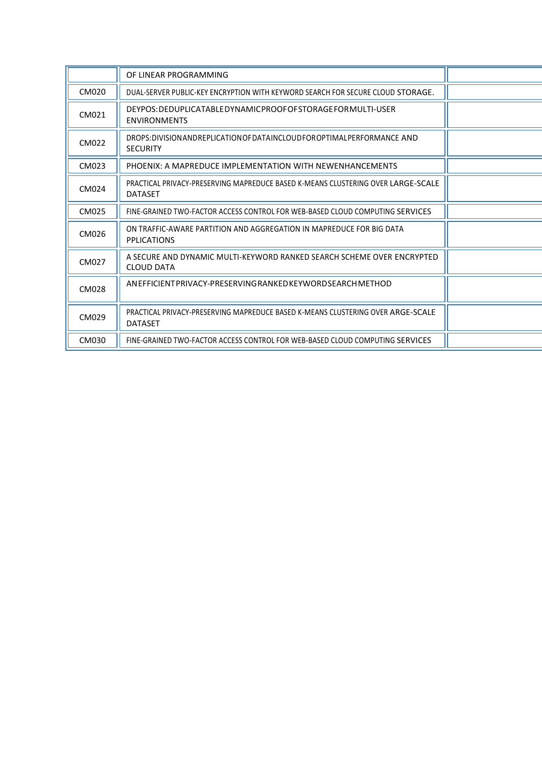| | | |
|---|---|---|
| | OF LINEAR PROGRAMMING | |
| CM020 | DUAL-SERVER PUBLIC-KEY ENCRYPTION WITH KEYWORD SEARCH FOR SECURE CLOUD STORAGE. | |
| CM021 | DEYPOS:DEDUPLICATABLEDYNAMICPROOFOFSTORAGEFORMULTI-USER ENVIRONMENTS | |
| CM022 | DROPS:DIVISIONANDREPLICATIONOFDATAINCLOUDFOROPTIMALPERFORMANCE AND SECURITY | |
| CM023 | PHOENIX: A MAPREDUCE IMPLEMENTATION WITH NEWENHANCEMENTS | |
| CM024 | PRACTICAL PRIVACY-PRESERVING MAPREDUCE BASED K-MEANS CLUSTERING OVER LARGE-SCALE DATASET | |
| CM025 | FINE-GRAINED TWO-FACTOR ACCESS CONTROL FOR WEB-BASED CLOUD COMPUTING SERVICES | |
| CM026 | ON TRAFFIC-AWARE PARTITION AND AGGREGATION IN MAPREDUCE FOR BIG DATA PPLICATIONS | |
| CM027 | A SECURE AND DYNAMIC MULTI-KEYWORD RANKED SEARCH SCHEME OVER ENCRYPTED CLOUD DATA | |
| CM028 | ANEFFICIENTPRIVACY-PRESERVINGRANKEDKEYWORDSEARCHMETHOD | |
| CM029 | PRACTICAL PRIVACY-PRESERVING MAPREDUCE BASED K-MEANS CLUSTERING OVER ARGE-SCALE DATASET | |
| CM030 | FINE-GRAINED TWO-FACTOR ACCESS CONTROL FOR WEB-BASED CLOUD COMPUTING SERVICES | |